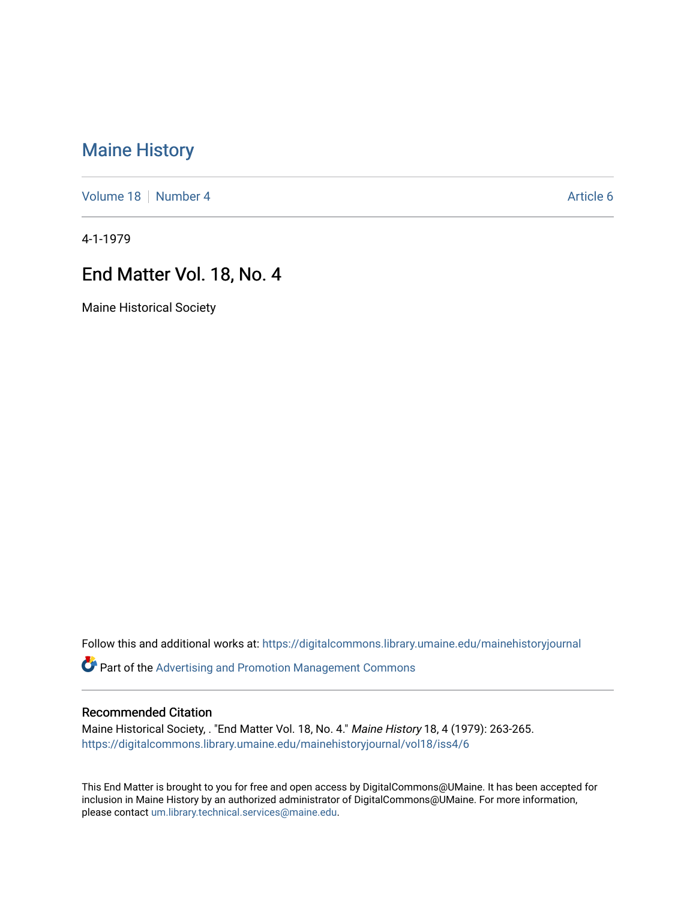# Maine History

Volume 18 | Number 4 | Article 6

4-1-1979

## End Matter Vol. 18, No. 4

Maine Historical Society

Follow this and additional works at: https://digitalcommons.library.umaine.edu/mainehistoryjournal

Part of the Advertising and Promotion Management Commons

### Recommended Citation

Maine Historical Society, . "End Matter Vol. 18, No. 4." *Maine History* 18, 4 (1979): 263-265.
https://digitalcommons.library.umaine.edu/mainehistoryjournal/vol18/iss4/6

This End Matter is brought to you for free and open access by DigitalCommons@UMaine. It has been accepted for inclusion in Maine History by an authorized administrator of DigitalCommons@UMaine. For more information, please contact um.library.technical.services@maine.edu.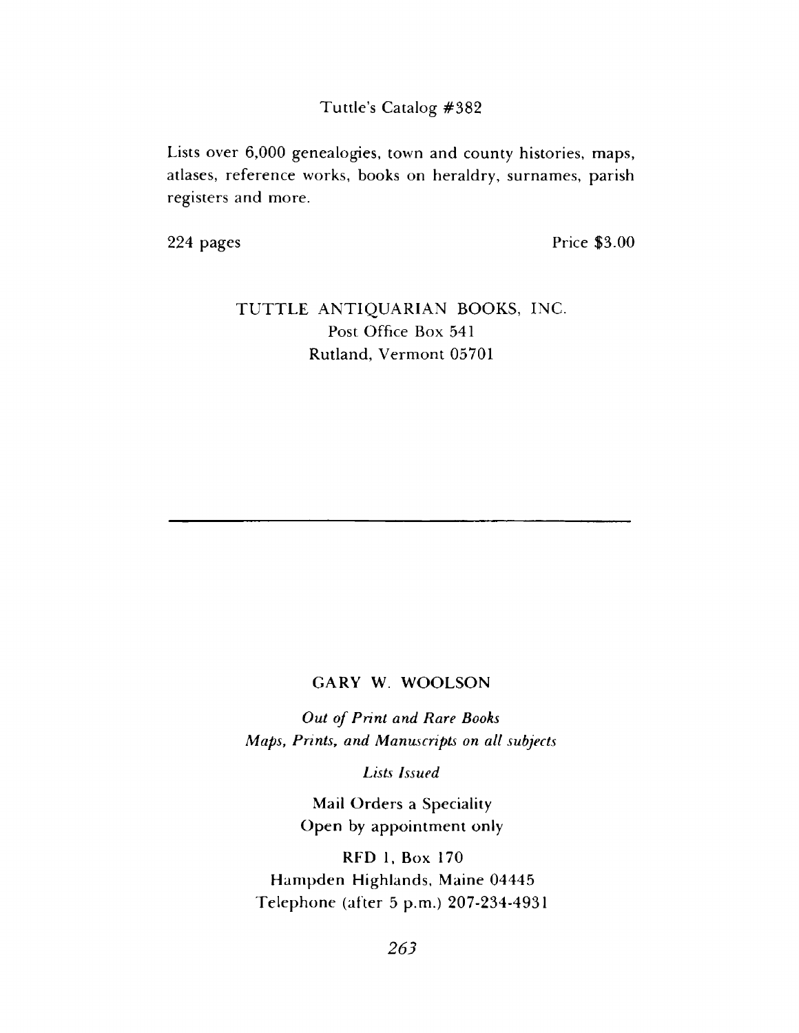Tuttle's Catalog #382

Lists over 6,000 genealogies, town and county histories, maps, atlases, reference works, books on heraldry, surnames, parish registers and more.

224 pages　　　　　　　　　　　　　　　　　　Price $3.00

TUTTLE ANTIQUARIAN BOOKS, INC.
Post Office Box 541
Rutland, Vermont 05701

---

**GARY W. WOOLSON**

*Out of Print and Rare Books*
*Maps, Prints, and Manuscripts on all subjects*

*Lists Issued*

Mail Orders a Speciality
Open by appointment only

RFD 1, Box 170
Hampden Highlands, Maine 04445
Telephone (after 5 p.m.) 207-234-4931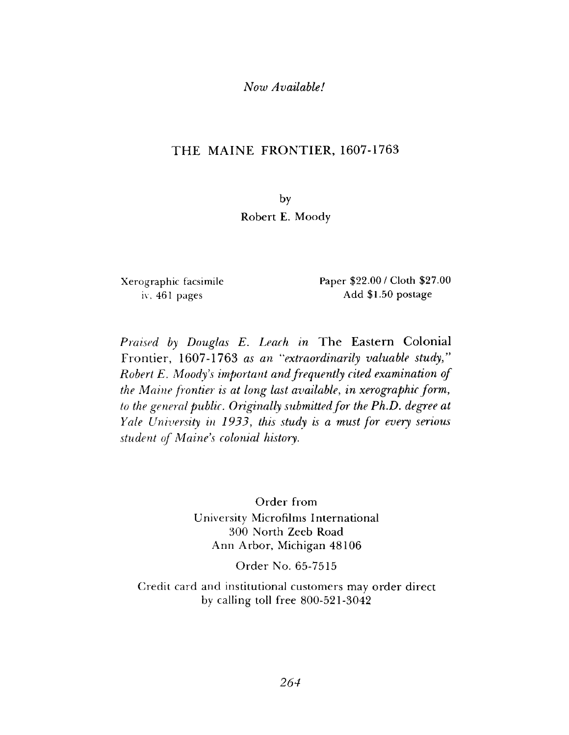*Now Available!*

## THE MAINE FRONTIER, 1607-1763

by
Robert E. Moody

Xerographic facsimile
iv, 461 pages

Paper $22.00 / Cloth $27.00
Add $1.50 postage

*Praised by Douglas E. Leach in* The Eastern Colonial Frontier, 1607-1763 *as an "extraordinarily valuable study," Robert E. Moody's important and frequently cited examination of the Maine frontier is at long last available, in xerographic form, to the general public. Originally submitted for the Ph.D. degree at Yale University in 1933, this study is a must for every serious student of Maine's colonial history.*

Order from
University Microfilms International
300 North Zeeb Road
Ann Arbor, Michigan 48106

Order No. 65-7515

Credit card and institutional customers may order direct by calling toll free 800-521-3042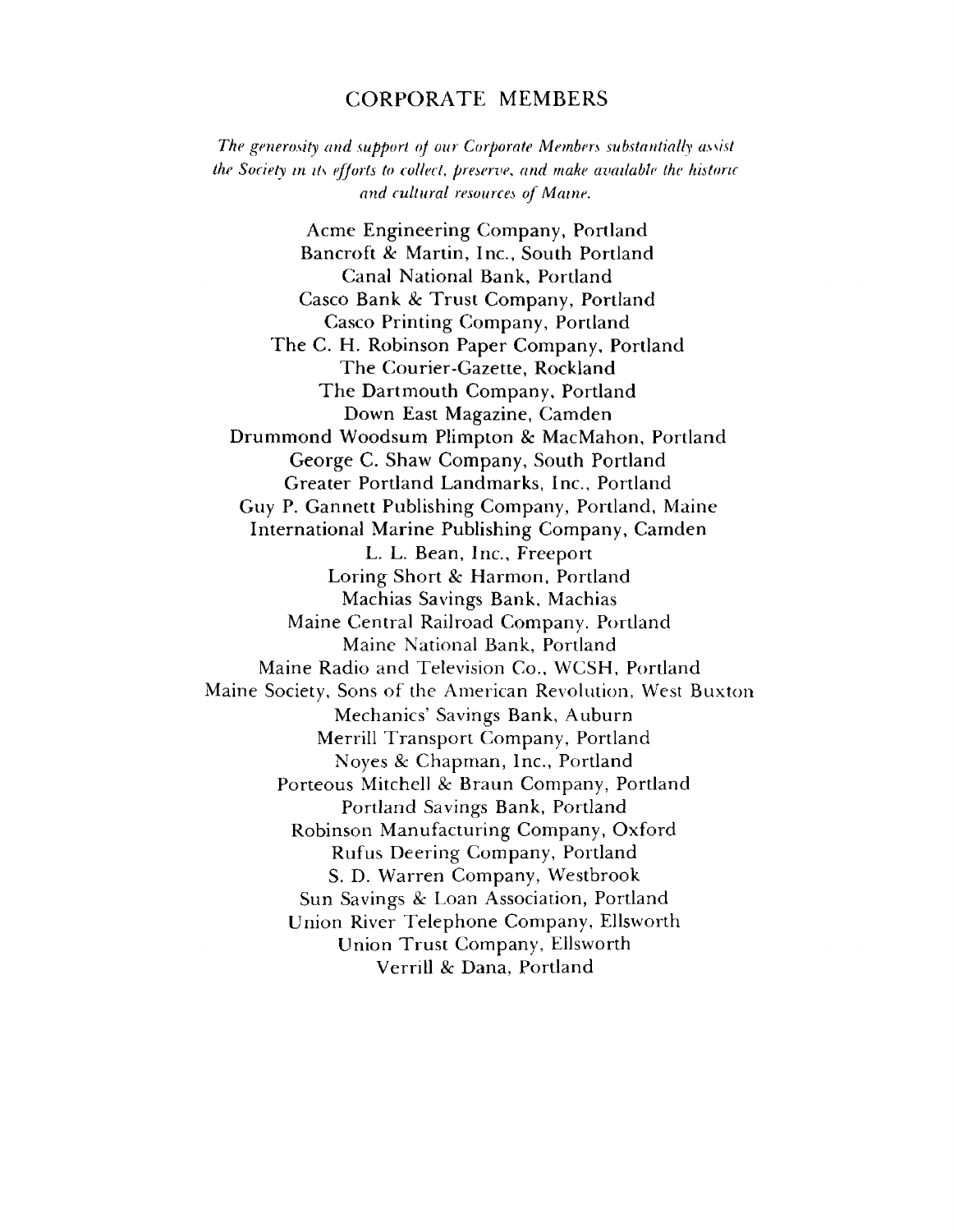## CORPORATE MEMBERS

*The generosity and support of our Corporate Members substantially assist the Society in its efforts to collect, preserve, and make available the historic and cultural resources of Maine.*

Acme Engineering Company, Portland
Bancroft & Martin, Inc., South Portland
Canal National Bank, Portland
Casco Bank & Trust Company, Portland
Casco Printing Company, Portland
The C. H. Robinson Paper Company, Portland
The Courier-Gazette, Rockland
The Dartmouth Company, Portland
Down East Magazine, Camden
Drummond Woodsum Plimpton & MacMahon, Portland
George C. Shaw Company, South Portland
Greater Portland Landmarks, Inc., Portland
Guy P. Gannett Publishing Company, Portland, Maine
International Marine Publishing Company, Camden
L. L. Bean, Inc., Freeport
Loring Short & Harmon, Portland
Machias Savings Bank, Machias
Maine Central Railroad Company, Portland
Maine National Bank, Portland
Maine Radio and Television Co., WCSH, Portland
Maine Society, Sons of the American Revolution, West Buxton
Mechanics' Savings Bank, Auburn
Merrill Transport Company, Portland
Noyes & Chapman, Inc., Portland
Porteous Mitchell & Braun Company, Portland
Portland Savings Bank, Portland
Robinson Manufacturing Company, Oxford
Rufus Deering Company, Portland
S. D. Warren Company, Westbrook
Sun Savings & Loan Association, Portland
Union River Telephone Company, Ellsworth
Union Trust Company, Ellsworth
Verrill & Dana, Portland